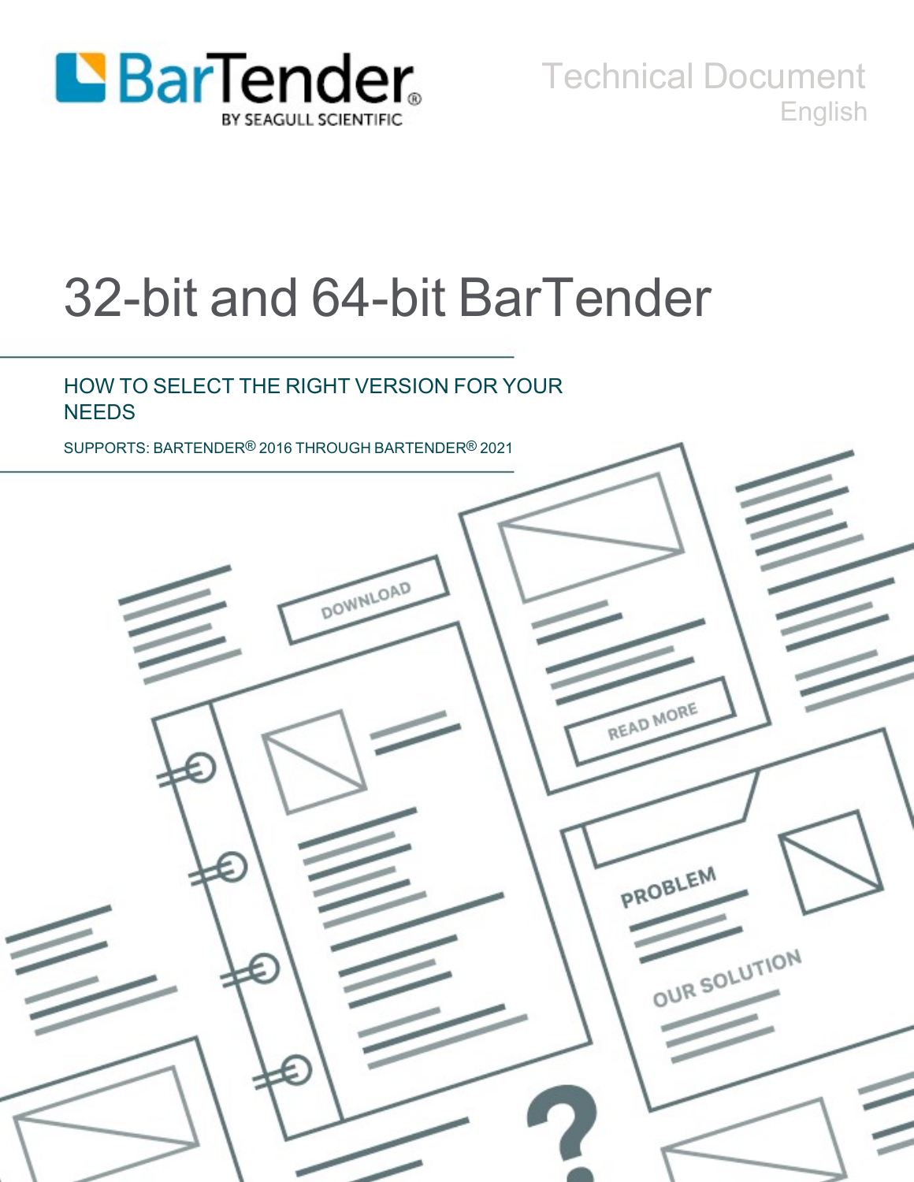BarTender
BY SEAGULL SCIENTIFIC

Technical Document
English

# 32-bit and 64-bit BarTender

## HOW TO SELECT THE RIGHT VERSION FOR YOUR NEEDS

SUPPORTS: BARTENDER® 2016 THROUGH BARTENDER® 2021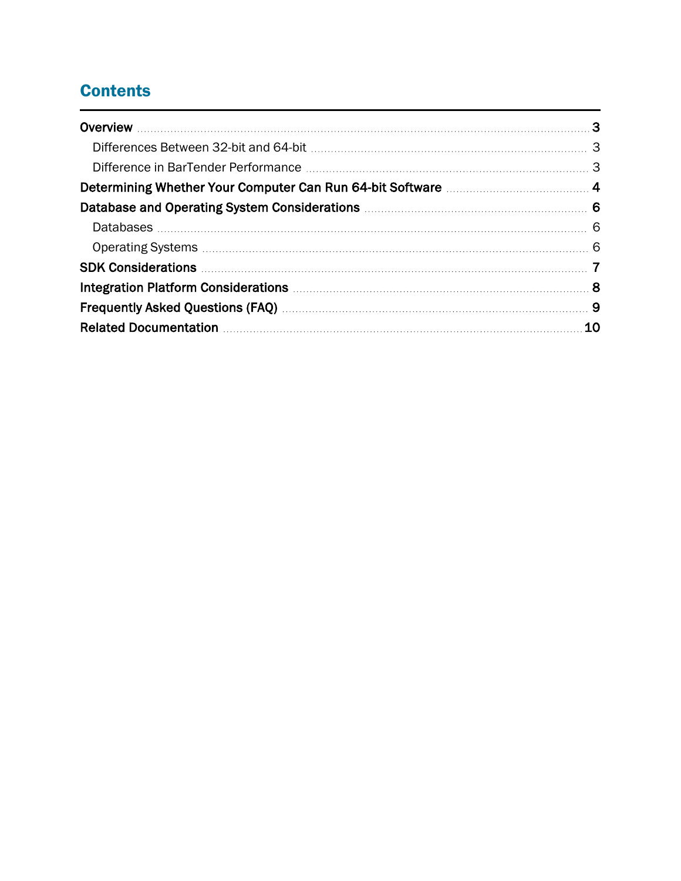# Contents

- **Overview** 3
  - Differences Between 32-bit and 64-bit 3
  - Difference in BarTender Performance 3
- **Determining Whether Your Computer Can Run 64-bit Software** 4
- **Database and Operating System Considerations** 6
  - Databases 6
  - Operating Systems 6
- **SDK Considerations** 7
- **Integration Platform Considerations** 8
- **Frequently Asked Questions (FAQ)** 9
- **Related Documentation** 10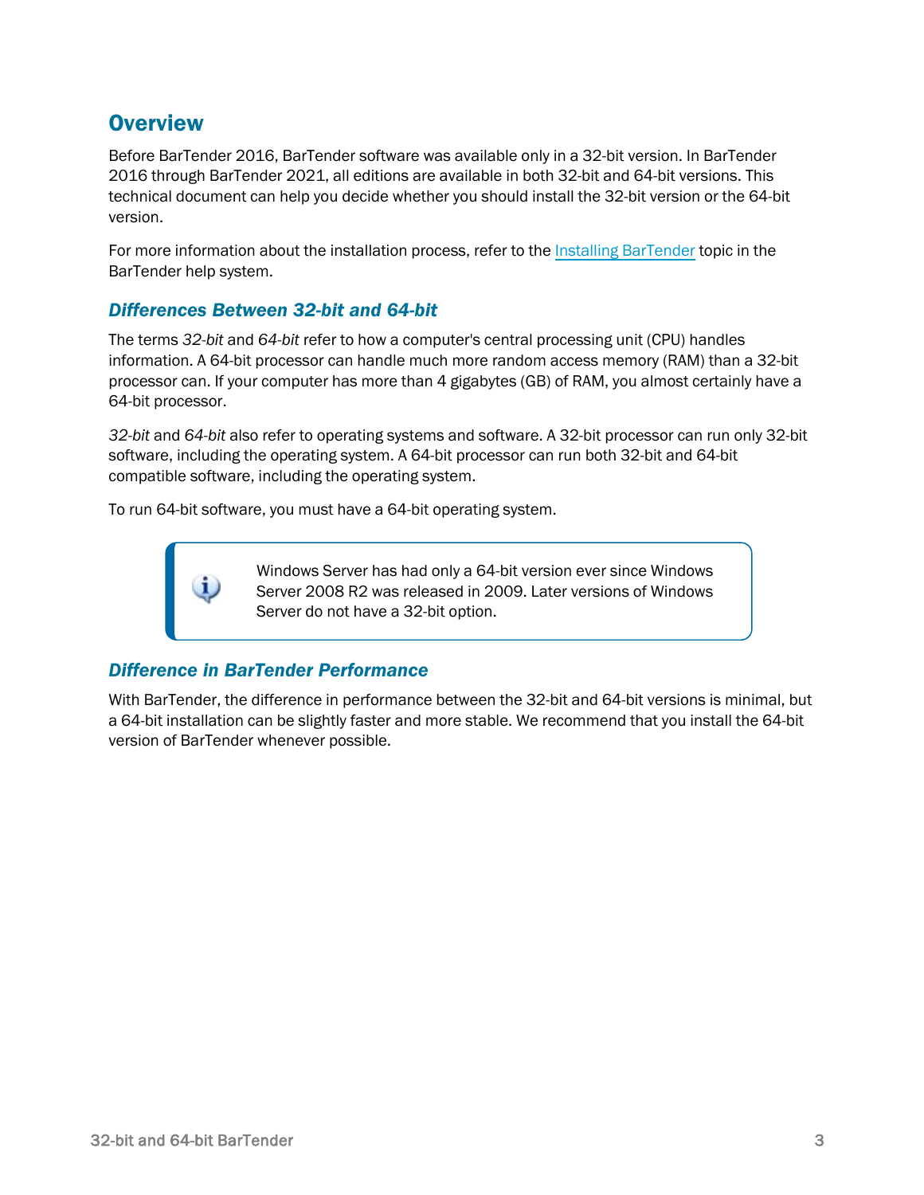## Overview

Before BarTender 2016, BarTender software was available only in a 32-bit version. In BarTender 2016 through BarTender 2021, all editions are available in both 32-bit and 64-bit versions. This technical document can help you decide whether you should install the 32-bit version or the 64-bit version.

For more information about the installation process, refer to the Installing BarTender topic in the BarTender help system.

### Differences Between 32-bit and 64-bit

The terms *32-bit* and *64-bit* refer to how a computer's central processing unit (CPU) handles information. A 64-bit processor can handle much more random access memory (RAM) than a 32-bit processor can. If your computer has more than 4 gigabytes (GB) of RAM, you almost certainly have a 64-bit processor.

*32-bit* and *64-bit* also refer to operating systems and software. A 32-bit processor can run only 32-bit software, including the operating system. A 64-bit processor can run both 32-bit and 64-bit compatible software, including the operating system.

To run 64-bit software, you must have a 64-bit operating system.

> Windows Server has had only a 64-bit version ever since Windows Server 2008 R2 was released in 2009. Later versions of Windows Server do not have a 32-bit option.

### Difference in BarTender Performance

With BarTender, the difference in performance between the 32-bit and 64-bit versions is minimal, but a 64-bit installation can be slightly faster and more stable. We recommend that you install the 64-bit version of BarTender whenever possible.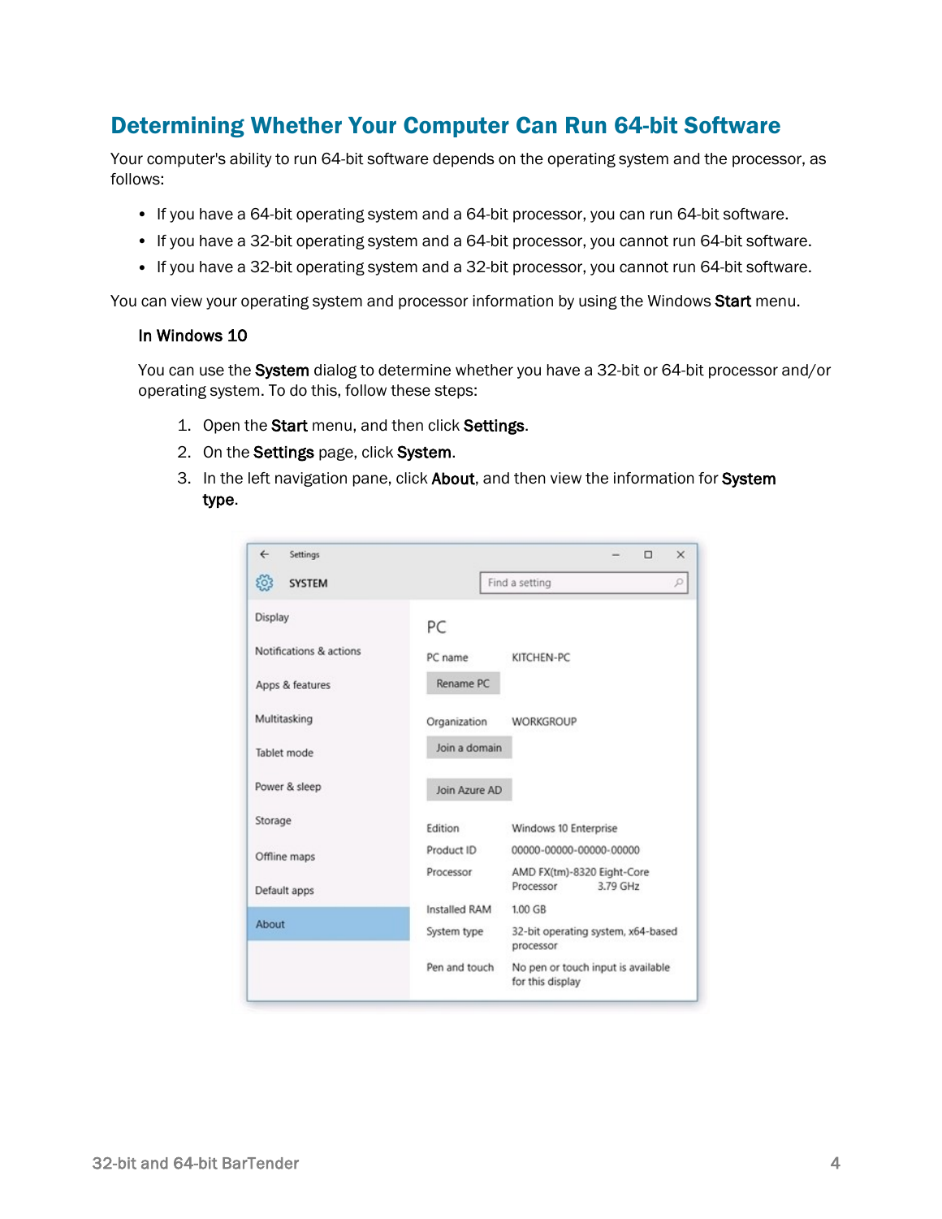## Determining Whether Your Computer Can Run 64-bit Software

Your computer's ability to run 64-bit software depends on the operating system and the processor, as follows:

- If you have a 64-bit operating system and a 64-bit processor, you can run 64-bit software.
- If you have a 32-bit operating system and a 64-bit processor, you cannot run 64-bit software.
- If you have a 32-bit operating system and a 32-bit processor, you cannot run 64-bit software.

You can view your operating system and processor information by using the Windows **Start** menu.

### In Windows 10

You can use the **System** dialog to determine whether you have a 32-bit or 64-bit processor and/or operating system. To do this, follow these steps:

1. Open the **Start** menu, and then click **Settings**.
2. On the **Settings** page, click **System**.
3. In the left navigation pane, click **About**, and then view the information for **System type**.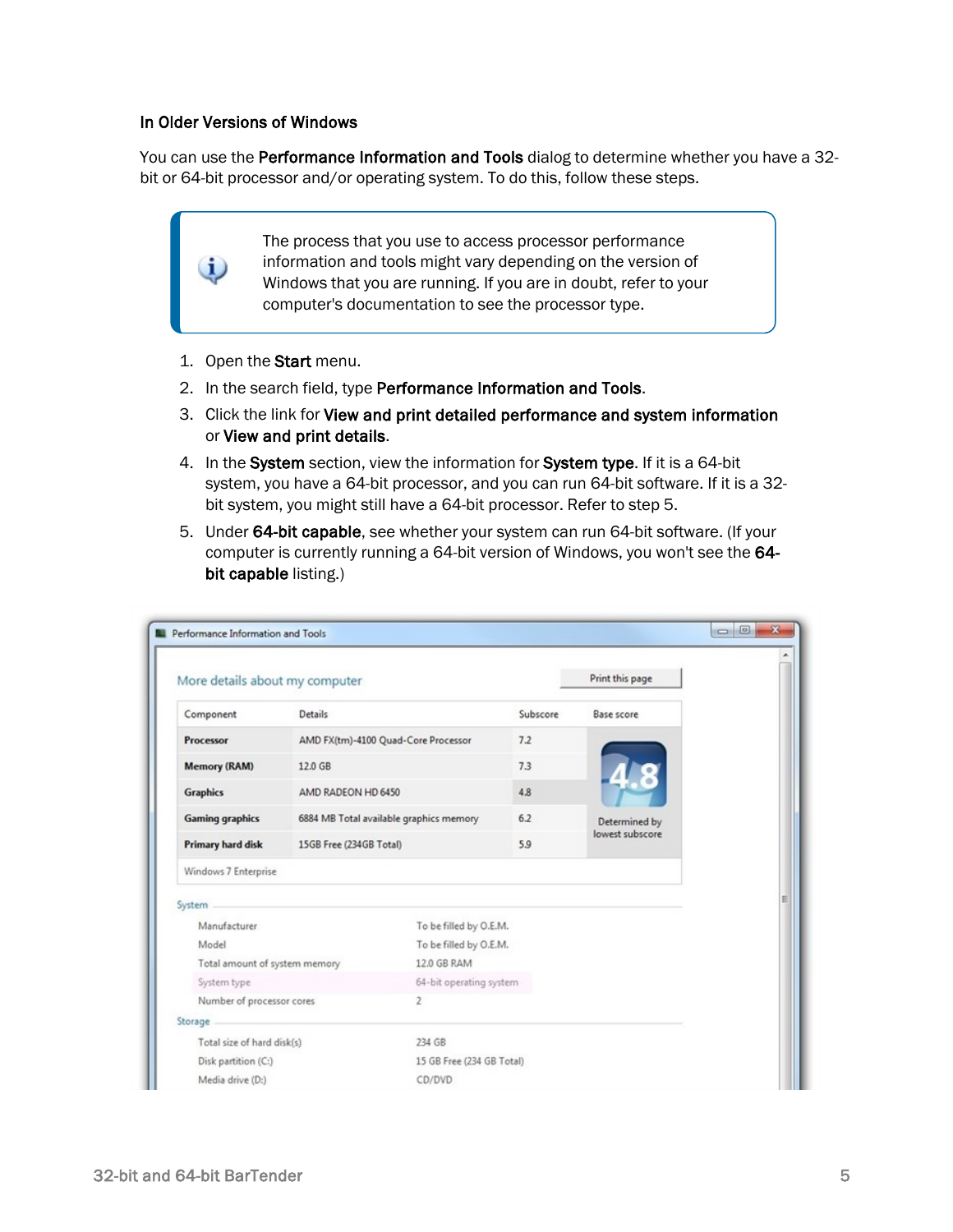### In Older Versions of Windows

You can use the **Performance Information and Tools** dialog to determine whether you have a 32-bit or 64-bit processor and/or operating system. To do this, follow these steps.

> The process that you use to access processor performance information and tools might vary depending on the version of Windows that you are running. If you are in doubt, refer to your computer's documentation to see the processor type.

1. Open the **Start** menu.
2. In the search field, type **Performance Information and Tools**.
3. Click the link for **View and print detailed performance and system information** or **View and print details**.
4. In the **System** section, view the information for **System type**. If it is a 64-bit system, you have a 64-bit processor, and you can run 64-bit software. If it is a 32-bit system, you might still have a 64-bit processor. Refer to step 5.
5. Under **64-bit capable**, see whether your system can run 64-bit software. (If your computer is currently running a 64-bit version of Windows, you won't see the **64-bit capable** listing.)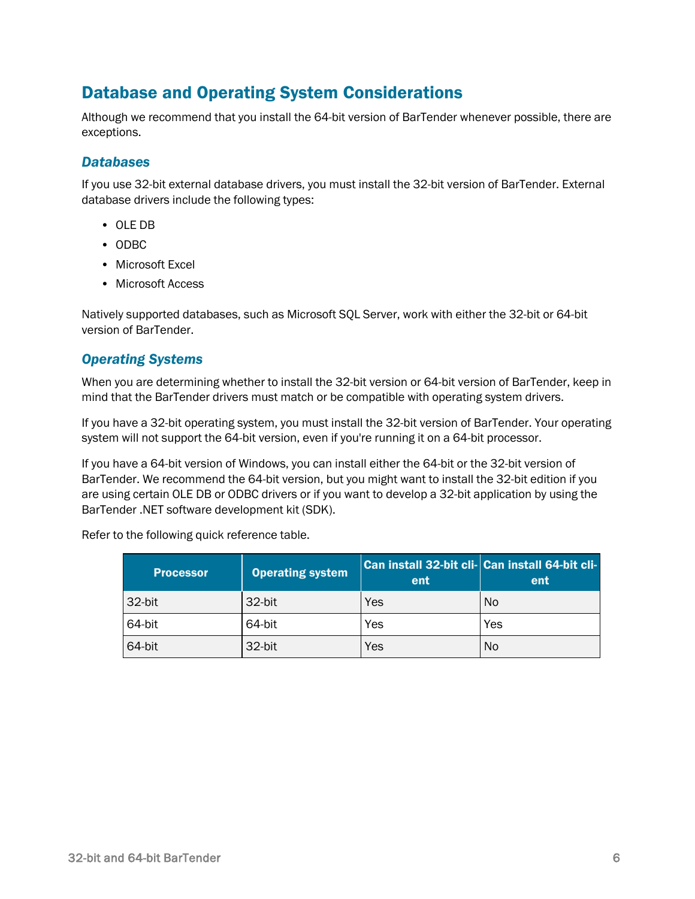## Database and Operating System Considerations

Although we recommend that you install the 64-bit version of BarTender whenever possible, there are exceptions.

### *Databases*

If you use 32-bit external database drivers, you must install the 32-bit version of BarTender. External database drivers include the following types:

- OLE DB
- ODBC
- Microsoft Excel
- Microsoft Access

Natively supported databases, such as Microsoft SQL Server, work with either the 32-bit or 64-bit version of BarTender.

### *Operating Systems*

When you are determining whether to install the 32-bit version or 64-bit version of BarTender, keep in mind that the BarTender drivers must match or be compatible with operating system drivers.

If you have a 32-bit operating system, you must install the 32-bit version of BarTender. Your operating system will not support the 64-bit version, even if you're running it on a 64-bit processor.

If you have a 64-bit version of Windows, you can install either the 64-bit or the 32-bit version of BarTender. We recommend the 64-bit version, but you might want to install the 32-bit edition if you are using certain OLE DB or ODBC drivers or if you want to develop a 32-bit application by using the BarTender .NET software development kit (SDK).

Refer to the following quick reference table.

| Processor | Operating system | Can install 32-bit client | Can install 64-bit client |
|---|---|---|---|
| 32-bit | 32-bit | Yes | No |
| 64-bit | 64-bit | Yes | Yes |
| 64-bit | 32-bit | Yes | No |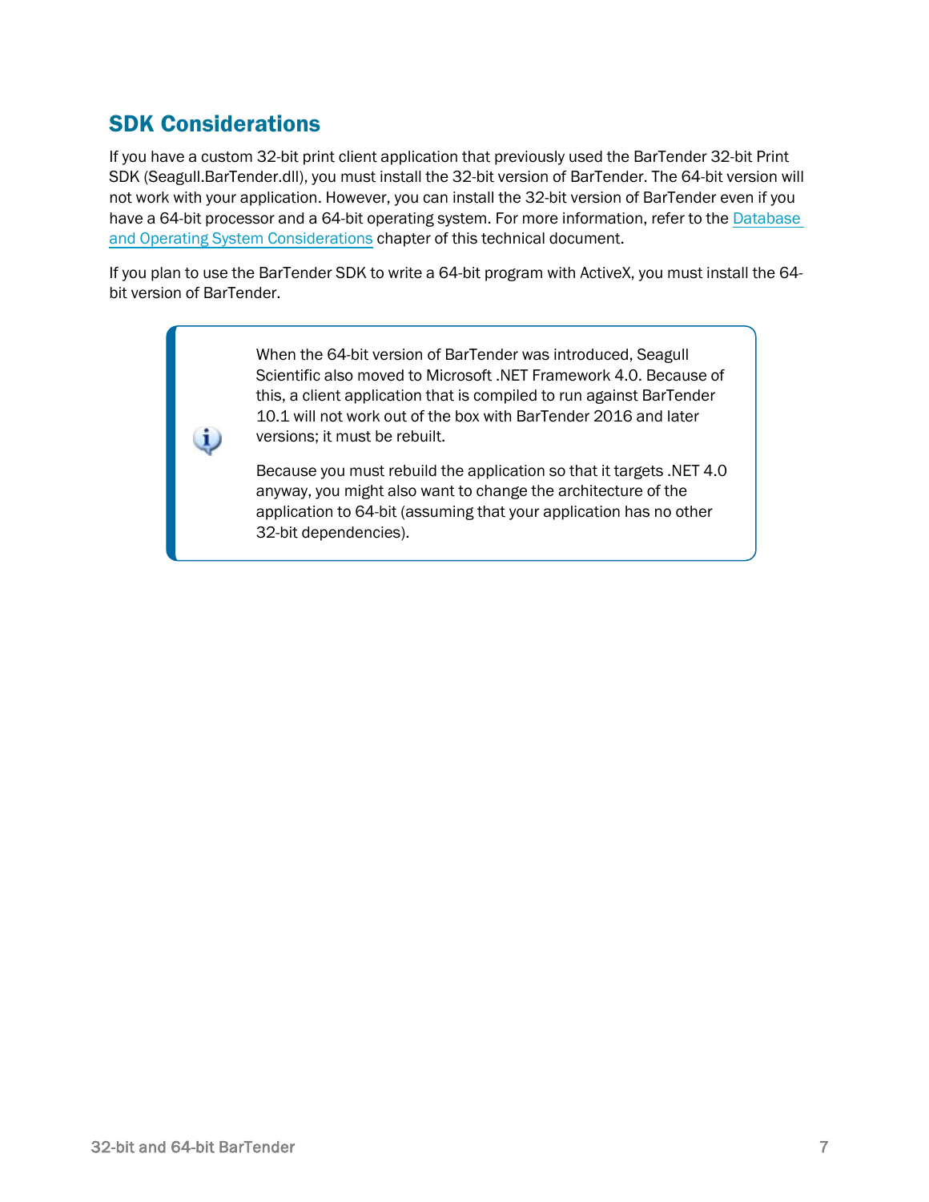## SDK Considerations

If you have a custom 32-bit print client application that previously used the BarTender 32-bit Print SDK (Seagull.BarTender.dll), you must install the 32-bit version of BarTender. The 64-bit version will not work with your application. However, you can install the 32-bit version of BarTender even if you have a 64-bit processor and a 64-bit operating system. For more information, refer to the Database and Operating System Considerations chapter of this technical document.

If you plan to use the BarTender SDK to write a 64-bit program with ActiveX, you must install the 64-bit version of BarTender.

> When the 64-bit version of BarTender was introduced, Seagull Scientific also moved to Microsoft .NET Framework 4.0. Because of this, a client application that is compiled to run against BarTender 10.1 will not work out of the box with BarTender 2016 and later versions; it must be rebuilt.
>
> Because you must rebuild the application so that it targets .NET 4.0 anyway, you might also want to change the architecture of the application to 64-bit (assuming that your application has no other 32-bit dependencies).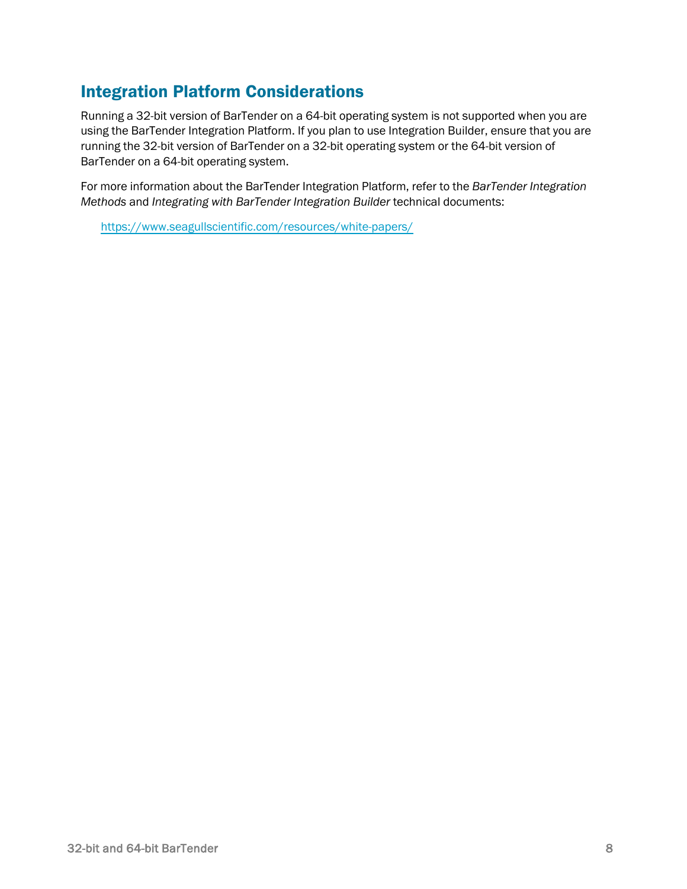## Integration Platform Considerations

Running a 32-bit version of BarTender on a 64-bit operating system is not supported when you are using the BarTender Integration Platform. If you plan to use Integration Builder, ensure that you are running the 32-bit version of BarTender on a 32-bit operating system or the 64-bit version of BarTender on a 64-bit operating system.

For more information about the BarTender Integration Platform, refer to the *BarTender Integration Methods* and *Integrating with BarTender Integration Builder* technical documents:

> https://www.seagullscientific.com/resources/white-papers/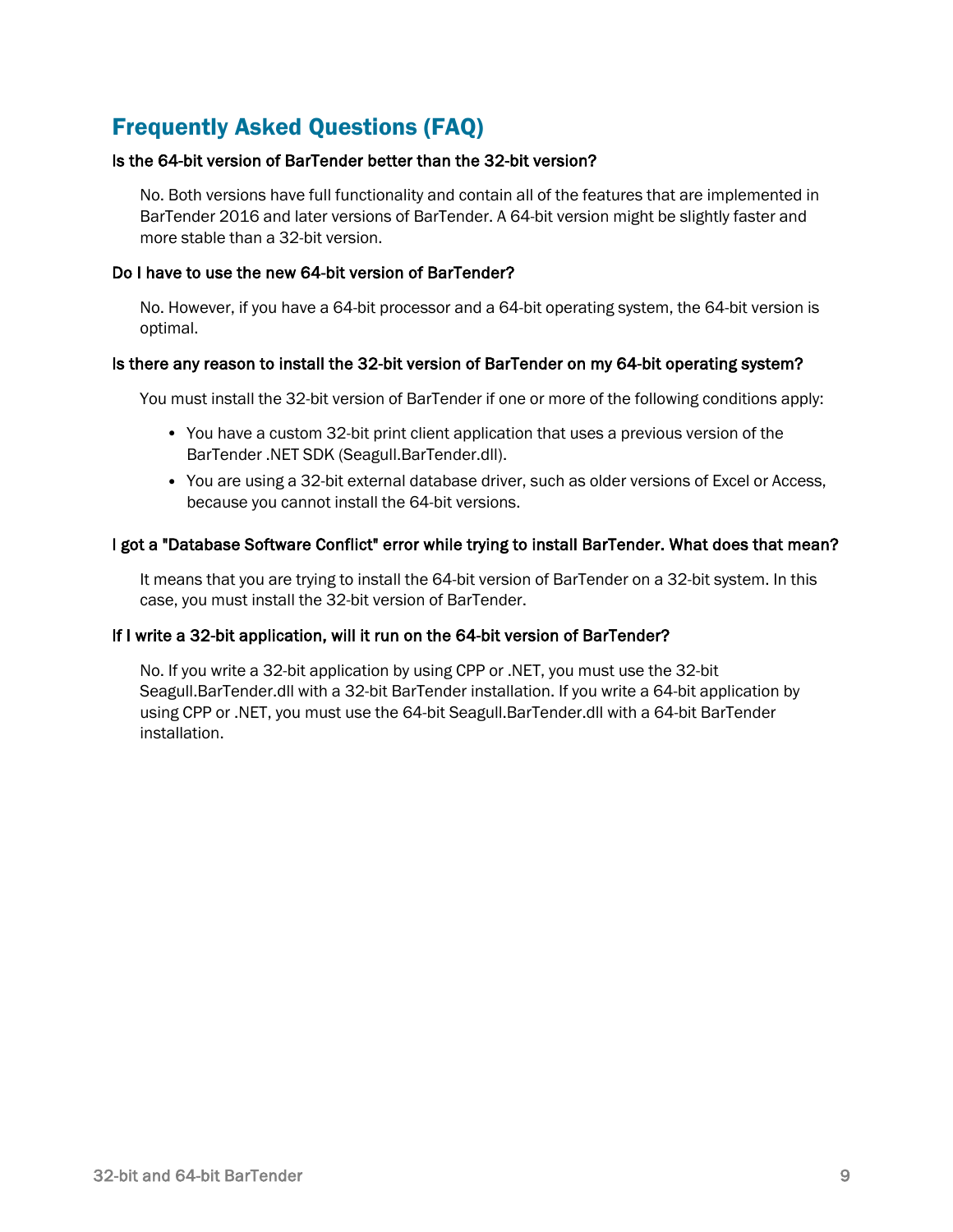# Frequently Asked Questions (FAQ)

**Is the 64-bit version of BarTender better than the 32-bit version?**

No. Both versions have full functionality and contain all of the features that are implemented in BarTender 2016 and later versions of BarTender. A 64-bit version might be slightly faster and more stable than a 32-bit version.

**Do I have to use the new 64-bit version of BarTender?**

No. However, if you have a 64-bit processor and a 64-bit operating system, the 64-bit version is optimal.

**Is there any reason to install the 32-bit version of BarTender on my 64-bit operating system?**

You must install the 32-bit version of BarTender if one or more of the following conditions apply:

- You have a custom 32-bit print client application that uses a previous version of the BarTender .NET SDK (Seagull.BarTender.dll).
- You are using a 32-bit external database driver, such as older versions of Excel or Access, because you cannot install the 64-bit versions.

**I got a "Database Software Conflict" error while trying to install BarTender. What does that mean?**

It means that you are trying to install the 64-bit version of BarTender on a 32-bit system. In this case, you must install the 32-bit version of BarTender.

**If I write a 32-bit application, will it run on the 64-bit version of BarTender?**

No. If you write a 32-bit application by using CPP or .NET, you must use the 32-bit Seagull.BarTender.dll with a 32-bit BarTender installation. If you write a 64-bit application by using CPP or .NET, you must use the 64-bit Seagull.BarTender.dll with a 64-bit BarTender installation.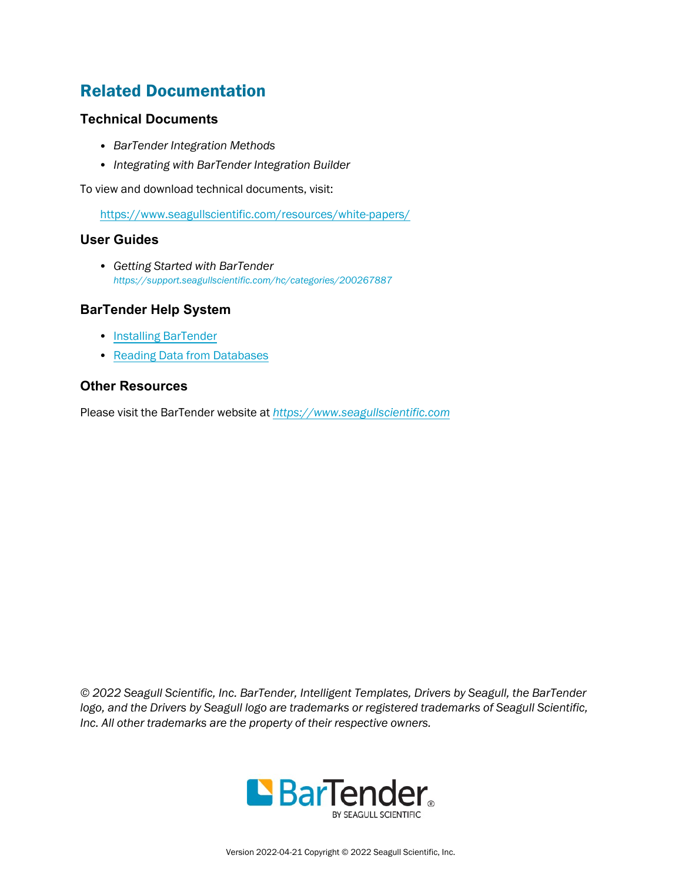# Related Documentation

## Technical Documents

- *BarTender Integration Methods*
- *Integrating with BarTender Integration Builder*

To view and download technical documents, visit:

https://www.seagullscientific.com/resources/white-papers/

## User Guides

- *Getting Started with BarTender*
  *https://support.seagullscientific.com/hc/categories/200267887*

## BarTender Help System

- Installing BarTender
- Reading Data from Databases

## Other Resources

Please visit the BarTender website at *https://www.seagullscientific.com*

*© 2022 Seagull Scientific, Inc. BarTender, Intelligent Templates, Drivers by Seagull, the BarTender logo, and the Drivers by Seagull logo are trademarks or registered trademarks of Seagull Scientific, Inc. All other trademarks are the property of their respective owners.*

BarTender® BY SEAGULL SCIENTIFIC

Version 2022-04-21 Copyright © 2022 Seagull Scientific, Inc.